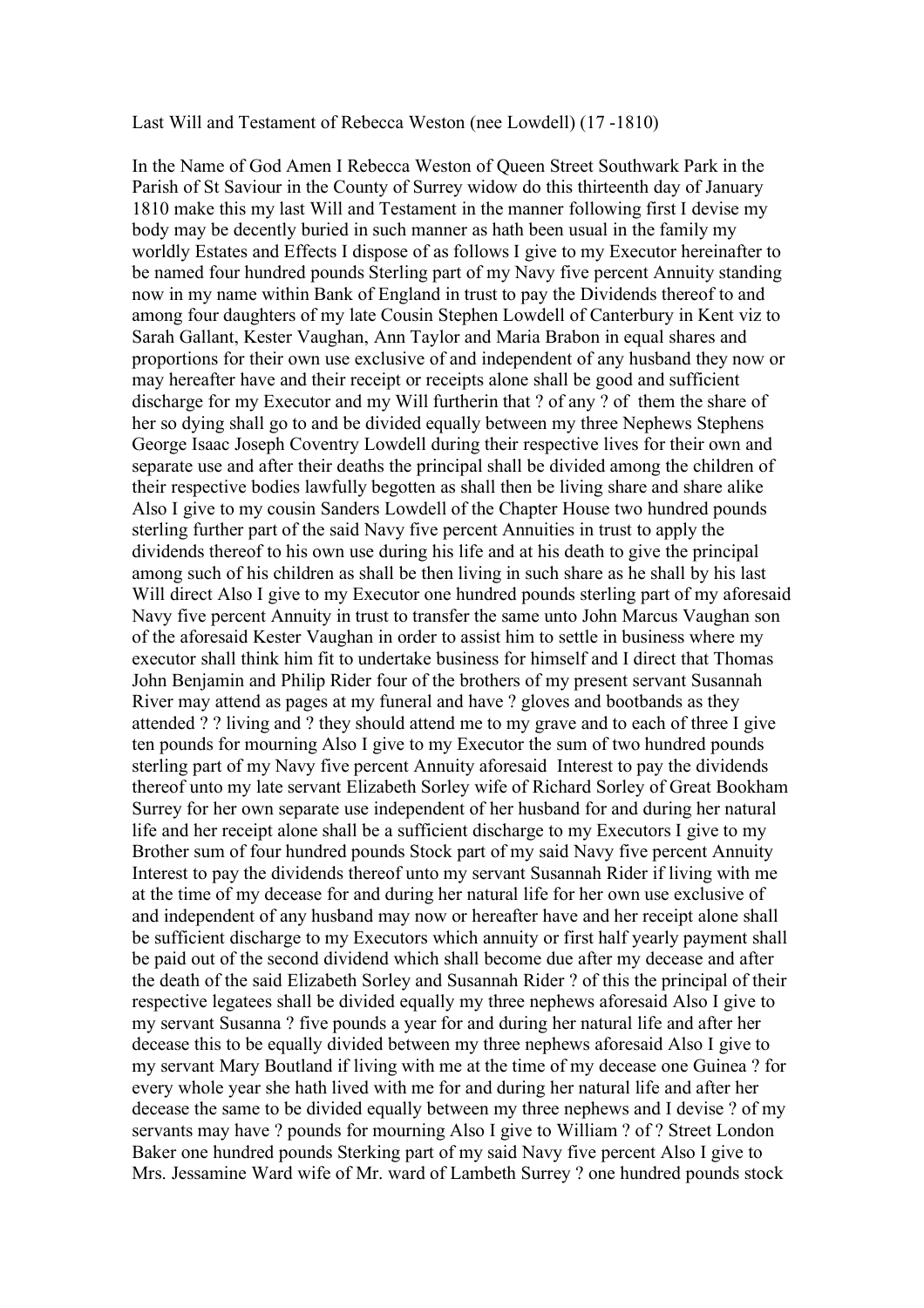Last Will and Testament of Rebecca Weston (nee Lowdell) (17 -1810)

In the Name of God Amen I Rebecca Weston of Queen Street Southwark Park in the Parish of St Saviour in the County of Surrey widow do this thirteenth day of January 1810 make this my last Will and Testament in the manner following first I devise my body may be decently buried in such manner as hath been usual in the family my worldly Estates and Effects I dispose of as follows I give to my Executor hereinafter to be named four hundred pounds Sterling part of my Navy five percent Annuity standing now in my name within Bank of England in trust to pay the Dividends thereof to and among four daughters of my late Cousin Stephen Lowdell of Canterbury in Kent viz to Sarah Gallant, Kester Vaughan, Ann Taylor and Maria Brabon in equal shares and proportions for their own use exclusive of and independent of any husband they now or may hereafter have and their receipt or receipts alone shall be good and sufficient discharge for my Executor and my Will furtherin that ? of any ? of them the share of her so dying shall go to and be divided equally between my three Nephews Stephens George Isaac Joseph Coventry Lowdell during their respective lives for their own and separate use and after their deaths the principal shall be divided among the children of their respective bodies lawfully begotten as shall then be living share and share alike Also I give to my cousin Sanders Lowdell of the Chapter House two hundred pounds sterling further part of the said Navy five percent Annuities in trust to apply the dividends thereof to his own use during his life and at his death to give the principal among such of his children as shall be then living in such share as he shall by his last Will direct Also I give to my Executor one hundred pounds sterling part of my aforesaid Navy five percent Annuity in trust to transfer the same unto John Marcus Vaughan son of the aforesaid Kester Vaughan in order to assist him to settle in business where my executor shall think him fit to undertake business for himself and I direct that Thomas John Benjamin and Philip Rider four of the brothers of my present servant Susannah River may attend as pages at my funeral and have ? gloves and bootbands as they attended ? ? living and ? they should attend me to my grave and to each of three I give ten pounds for mourning Also I give to my Executor the sum of two hundred pounds sterling part of my Navy five percent Annuity aforesaid Interest to pay the dividends thereof unto my late servant Elizabeth Sorley wife of Richard Sorley of Great Bookham Surrey for her own separate use independent of her husband for and during her natural life and her receipt alone shall be a sufficient discharge to my Executors I give to my Brother sum of four hundred pounds Stock part of my said Navy five percent Annuity Interest to pay the dividends thereof unto my servant Susannah Rider if living with me at the time of my decease for and during her natural life for her own use exclusive of and independent of any husband may now or hereafter have and her receipt alone shall be sufficient discharge to my Executors which annuity or first half yearly payment shall be paid out of the second dividend which shall become due after my decease and after the death of the said Elizabeth Sorley and Susannah Rider ? of this the principal of their respective legatees shall be divided equally my three nephews aforesaid Also I give to my servant Susanna ? five pounds a year for and during her natural life and after her decease this to be equally divided between my three nephews aforesaid Also I give to my servant Mary Boutland if living with me at the time of my decease one Guinea ? for every whole year she hath lived with me for and during her natural life and after her decease the same to be divided equally between my three nephews and I devise ? of my servants may have ? pounds for mourning Also I give to William ? of ? Street London Baker one hundred pounds Sterking part of my said Navy five percent Also I give to Mrs. Jessamine Ward wife of Mr. ward of Lambeth Surrey ? one hundred pounds stock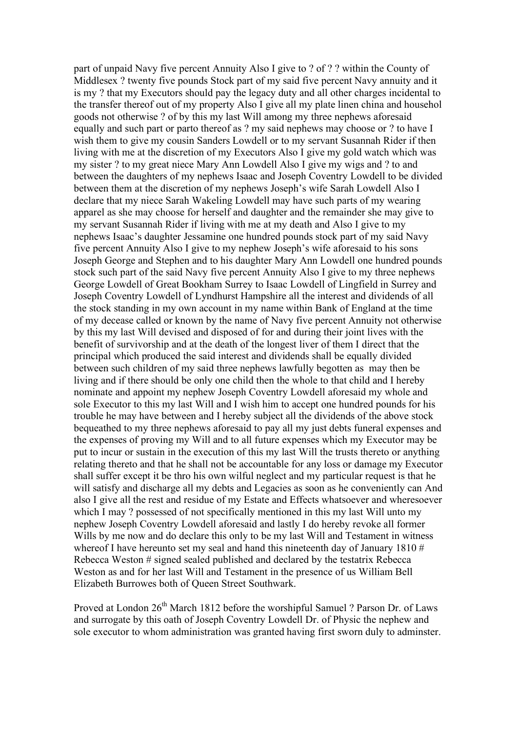part of unpaid Navy five percent Annuity Also I give to ? of ? ? within the County of Middlesex ? twenty five pounds Stock part of my said five percent Navy annuity and it is my ? that my Executors should pay the legacy duty and all other charges incidental to the transfer thereof out of my property Also I give all my plate linen china and househol goods not otherwise ? of by this my last Will among my three nephews aforesaid equally and such part or parto thereof as ? my said nephews may choose or ? to have I wish them to give my cousin Sanders Lowdell or to my servant Susannah Rider if then living with me at the discretion of my Executors Also I give my gold watch which was my sister ? to my great niece Mary Ann Lowdell Also I give my wigs and ? to and between the daughters of my nephews Isaac and Joseph Coventry Lowdell to be divided between them at the discretion of my nephews Joseph's wife Sarah Lowdell Also I declare that my niece Sarah Wakeling Lowdell may have such parts of my wearing apparel as she may choose for herself and daughter and the remainder she may give to my servant Susannah Rider if living with me at my death and Also I give to my nephews Isaac's daughter Jessamine one hundred pounds stock part of my said Navy five percent Annuity Also I give to my nephew Joseph's wife aforesaid to his sons Joseph George and Stephen and to his daughter Mary Ann Lowdell one hundred pounds stock such part of the said Navy five percent Annuity Also I give to my three nephews George Lowdell of Great Bookham Surrey to Isaac Lowdell of Lingfield in Surrey and Joseph Coventry Lowdell of Lyndhurst Hampshire all the interest and dividends of all the stock standing in my own account in my name within Bank of England at the time of my decease called or known by the name of Navy five percent Annuity not otherwise by this my last Will devised and disposed of for and during their joint lives with the benefit of survivorship and at the death of the longest liver of them I direct that the principal which produced the said interest and dividends shall be equally divided between such children of my said three nephews lawfully begotten as may then be living and if there should be only one child then the whole to that child and I hereby nominate and appoint my nephew Joseph Coventry Lowdell aforesaid my whole and sole Executor to this my last Will and I wish him to accept one hundred pounds for his trouble he may have between and I hereby subject all the dividends of the above stock bequeathed to my three nephews aforesaid to pay all my just debts funeral expenses and the expenses of proving my Will and to all future expenses which my Executor may be put to incur or sustain in the execution of this my last Will the trusts thereto or anything relating thereto and that he shall not be accountable for any loss or damage my Executor shall suffer except it be thro his own wilful neglect and my particular request is that he will satisfy and discharge all my debts and Legacies as soon as he conveniently can And also I give all the rest and residue of my Estate and Effects whatsoever and wheresoever which I may ? possessed of not specifically mentioned in this my last Will unto my nephew Joseph Coventry Lowdell aforesaid and lastly I do hereby revoke all former Wills by me now and do declare this only to be my last Will and Testament in witness whereof I have hereunto set my seal and hand this nineteenth day of January 1810 # Rebecca Weston # signed sealed published and declared by the testatrix Rebecca Weston as and for her last Will and Testament in the presence of us William Bell Elizabeth Burrowes both of Queen Street Southwark.

Proved at London 26th March 1812 before the worshipful Samuel ? Parson Dr. of Laws and surrogate by this oath of Joseph Coventry Lowdell Dr. of Physic the nephew and sole executor to whom administration was granted having first sworn duly to adminster.